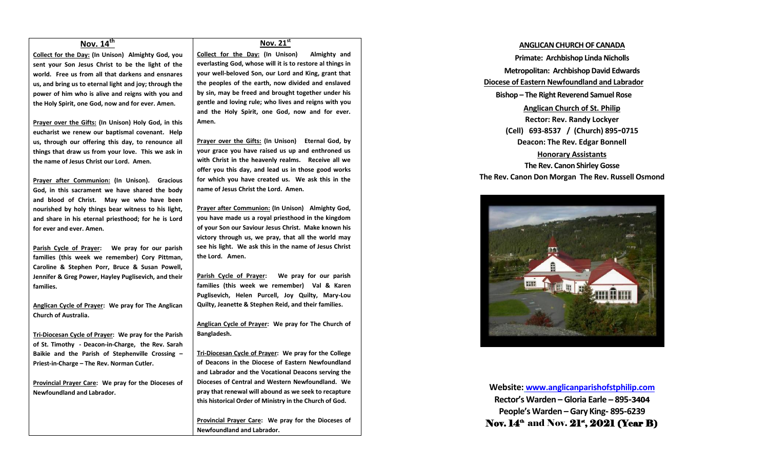## Nov. 14th

**Collect for the Day: (In Unison) Almighty God, you sent your Son Jesus Christ to be the light of the world. Free us from all that darkens and ensnares us, and bring us to eternal light and joy; through the power of him who is alive and reigns with you and the Holy Spirit, one God, now and for ever. Amen.**

**Prayer over the Gifts: (In Unison) Holy God, in this eucharist we renew our baptismal covenant. Help us, through our offering this day, to renounce all things that draw us from your love. This we ask in the name of Jesus Christ our Lord. Amen.**

**Prayer after Communion: (In Unison). Gracious God, in this sacrament we have shared the body and blood of Christ. May we who have been nourished by holy things bear witness to his light, and share in his eternal priesthood; for he is Lord for ever and ever. Amen.**

**Parish Cycle of Prayer: We pray for our parish families (this week we remember) Cory Pittman, Caroline & Stephen Porr, Bruce & Susan Powell, Jennifer & Greg Power, Hayley Puglisevich, and their families.**

**Anglican Cycle of Prayer: We pray for The Anglican Church of Australia.**

**Tri-Diocesan Cycle of Prayer: We pray for the Parish of St. Timothy - Deacon-in-Charge, the Rev. Sarah Baikie and the Parish of Stephenville Crossing – Priest-in-Charge – The Rev. Norman Cutler.**

**Provincial Prayer Care: We pray for the Dioceses of Newfoundland and Labrador.**

## Nov. 21st

**Collect for the Day: (In Unison) Almighty and everlasting God, whose will it is to restore al things in your well-beloved Son, our Lord and King, grant that the peoples of the earth, now divided and enslaved by sin, may be freed and brought together under his gentle and loving rule; who lives and reigns with you and the Holy Spirit, one God, now and for ever. Amen.**

**Prayer over the Gifts: (In Unison) Eternal God, by your grace you have raised us up and enthroned us with Christ in the heavenly realms. Receive all we offer you this day, and lead us in those good works for which you have created us. We ask this in the name of Jesus Christ the Lord. Amen.**

**Prayer after Communion: (In Unison) Almighty God, you have made us a royal priesthood in the kingdom of your Son our Saviour Jesus Christ. Make known his victory through us, we pray, that all the world may see his light. We ask this in the name of Jesus Christ the Lord. Amen.**

**Parish Cycle of Prayer: We pray for our parish families (this week we remember) Val & Karen Puglisevich, Helen Purcell, Joy Quilty, Mary-Lou Quilty, Jeanette & Stephen Reid, and their families.**

**Anglican Cycle of Prayer: We pray for The Church of Bangladesh.**

**Tri-Diocesan Cycle of Prayer: We pray for the College of Deacons in the Diocese of Eastern Newfoundland and Labrador and the Vocational Deacons serving the Dioceses of Central and Western Newfoundland. We pray that renewal will abound as we seek to recapture this historical Order of Ministry in the Church of God.**

**Provincial Prayer Care: We pray for the Dioceses of Newfoundland and Labrador.**

**ANGLICAN CHURCH OF CANADA**

**Primate: Archbishop Linda Nicholls**

**Metropolitan: Archbishop David Edwards**

**Diocese of Eastern Newfoundland and Labrador**

**Bishop – The Right Reverend Samuel Rose**

**Anglican Church of St. Philip**

**Rector: Rev. Randy Lockyer**

**(Cell) 693-8537 / (Church) 895-0715**

**Deacon: The Rev. Edgar Bonnell**

**Honorary Assistants**

**The Rev. Canon Shirley Gosse**

**The Rev. Canon Don Morgan The Rev. Russell Osmond**

**Website: www.anglicanparishofstphilip.com**

**Rector's Warden – Gloria Earle – 895-3404**

**People's Warden – Gary King- 895-6239**

**Nov. 14th and Nov. 21st, 2021 (Year B)**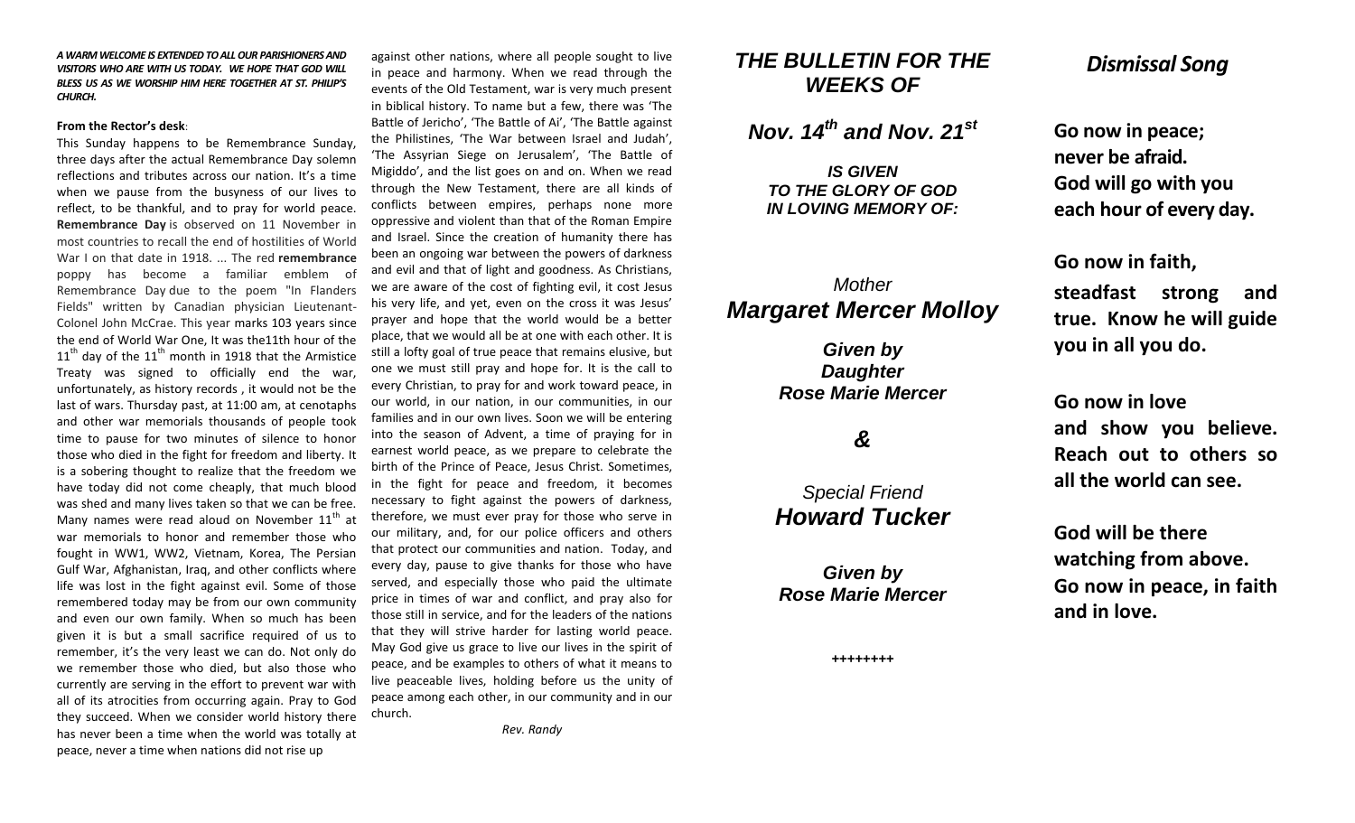***A WARM WELCOME IS EXTENDED TO ALL OUR PARISHIONERS AND VISITORS WHO ARE WITH US TODAY. WE HOPE THAT GOD WILL BLESS US AS WE WORSHIP HIM HERE TOGETHER AT ST. PHILIP'S CHURCH.***

**From the Rector's desk**:

This Sunday happens to be Remembrance Sunday, three days after the actual Remembrance Day solemn reflections and tributes across our nation. It's a time when we pause from the busyness of our lives to reflect, to be thankful, and to pray for world peace. **Remembrance Day** is observed on 11 November in most countries to recall the end of hostilities of World War I on that date in 1918. ... The red **remembrance** poppy has become a familiar emblem of Remembrance Day due to the poem "In Flanders Fields" written by Canadian physician Lieutenant-Colonel John McCrae. This year marks 103 years since the end of World War One, It was the11th hour of the 11th day of the 11th month in 1918 that the Armistice Treaty was signed to officially end the war, unfortunately, as history records , it would not be the last of wars. Thursday past, at 11:00 am, at cenotaphs and other war memorials thousands of people took time to pause for two minutes of silence to honor those who died in the fight for freedom and liberty. It is a sobering thought to realize that the freedom we have today did not come cheaply, that much blood was shed and many lives taken so that we can be free. Many names were read aloud on November 11th at war memorials to honor and remember those who fought in WW1, WW2, Vietnam, Korea, The Persian Gulf War, Afghanistan, Iraq, and other conflicts where life was lost in the fight against evil. Some of those remembered today may be from our own community and even our own family. When so much has been given it is but a small sacrifice required of us to remember, it's the very least we can do. Not only do we remember those who died, but also those who currently are serving in the effort to prevent war with all of its atrocities from occurring again. Pray to God they succeed. When we consider world history there has never been a time when the world was totally at peace, never a time when nations did not rise up against other nations, where all people sought to live in peace and harmony. When we read through the events of the Old Testament, war is very much present in biblical history. To name but a few, there was 'The Battle of Jericho', 'The Battle of Ai', 'The Battle against the Philistines, 'The War between Israel and Judah', 'The Assyrian Siege on Jerusalem', 'The Battle of Migiddo', and the list goes on and on. When we read through the New Testament, there are all kinds of conflicts between empires, perhaps none more oppressive and violent than that of the Roman Empire and Israel. Since the creation of humanity there has been an ongoing war between the powers of darkness and evil and that of light and goodness. As Christians, we are aware of the cost of fighting evil, it cost Jesus his very life, and yet, even on the cross it was Jesus' prayer and hope that the world would be a better place, that we would all be at one with each other. It is still a lofty goal of true peace that remains elusive, but one we must still pray and hope for. It is the call to every Christian, to pray for and work toward peace, in our world, in our nation, in our communities, in our families and in our own lives. Soon we will be entering into the season of Advent, a time of praying for in earnest world peace, as we prepare to celebrate the birth of the Prince of Peace, Jesus Christ. Sometimes, in the fight for peace and freedom, it becomes necessary to fight against the powers of darkness, therefore, we must ever pray for those who serve in our military, and, for our police officers and others that protect our communities and nation. Today, and every day, pause to give thanks for those who have served, and especially those who paid the ultimate price in times of war and conflict, and pray also for those still in service, and for the leaders of the nations that they will strive harder for lasting world peace. May God give us grace to live our lives in the spirit of peace, and be examples to others of what it means to live peaceable lives, holding before us the unity of peace among each other, in our community and in our church.

*Rev. Randy*

## *THE BULLETIN FOR THE WEEKS OF*

## *Nov. 14th and Nov. 21st*

***IS GIVEN TO THE GLORY OF GOD IN LOVING MEMORY OF:***

*Mother*

## ***Margaret Mercer Molloy***

***Given by Daughter Rose Marie Mercer***

***&***

*Special Friend*

## ***Howard Tucker***

***Given by Rose Marie Mercer***

++++++++

## *Dismissal Song*

**Go now in peace;
never be afraid.
God will go with you
each hour of every day.**

**Go now in faith,
steadfast strong and true. Know he will guide you in all you do.**

**Go now in love
and show you believe. Reach out to others so all the world can see.**

**God will be there
watching from above.
Go now in peace, in faith and in love.**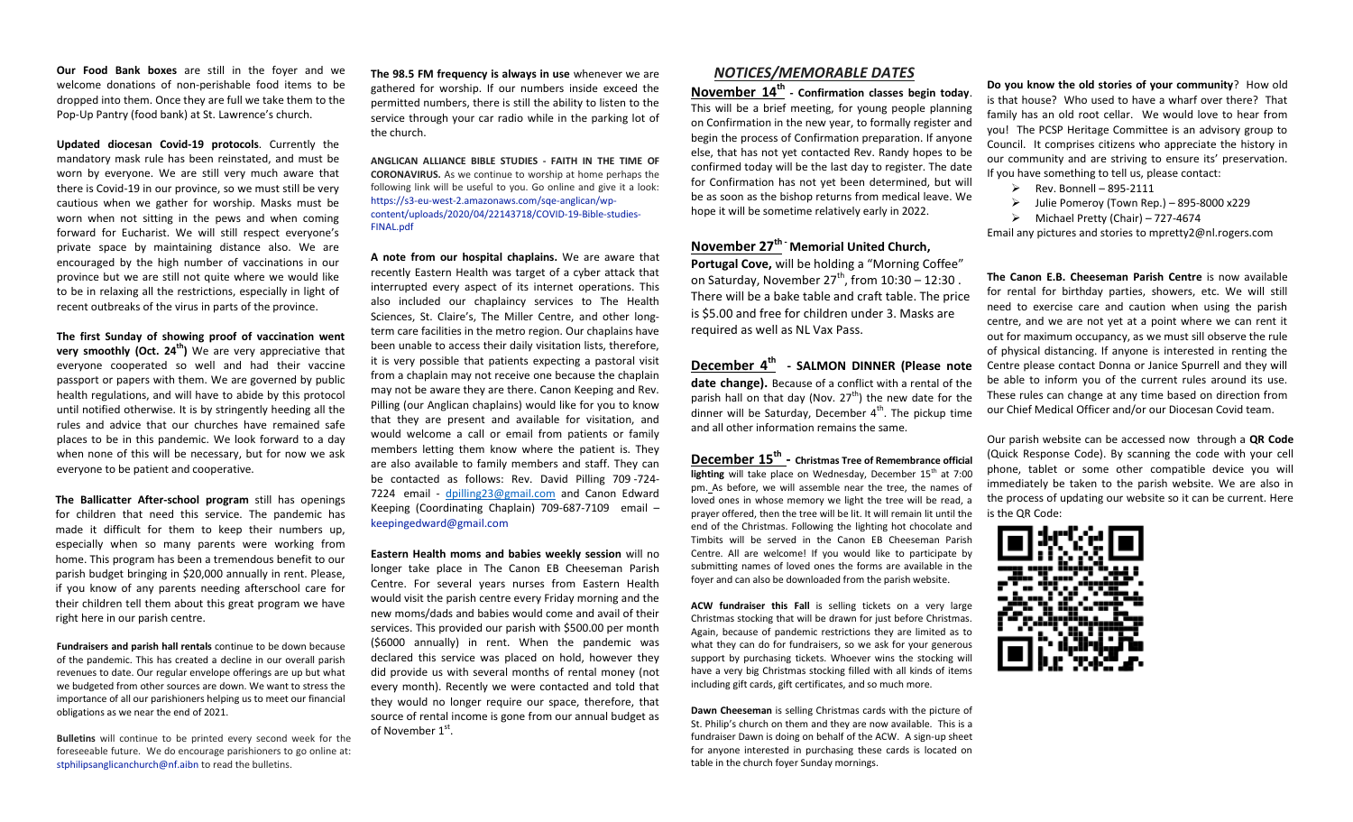**Our Food Bank boxes** are still in the foyer and we welcome donations of non-perishable food items to be dropped into them. Once they are full we take them to the Pop-Up Pantry (food bank) at St. Lawrence's church.

**Updated diocesan Covid-19 protocols**. Currently the mandatory mask rule has been reinstated, and must be worn by everyone. We are still very much aware that there is Covid-19 in our province, so we must still be very cautious when we gather for worship. Masks must be worn when not sitting in the pews and when coming forward for Eucharist. We will still respect everyone's private space by maintaining distance also. We are encouraged by the high number of vaccinations in our province but we are still not quite where we would like to be in relaxing all the restrictions, especially in light of recent outbreaks of the virus in parts of the province.

**The first Sunday of showing proof of vaccination went very smoothly (Oct. 24th)** We are very appreciative that everyone cooperated so well and had their vaccine passport or papers with them. We are governed by public health regulations, and will have to abide by this protocol until notified otherwise. It is by stringently heeding all the rules and advice that our churches have remained safe places to be in this pandemic. We look forward to a day when none of this will be necessary, but for now we ask everyone to be patient and cooperative.

**The Ballicatter After-school program** still has openings for children that need this service. The pandemic has made it difficult for them to keep their numbers up, especially when so many parents were working from home. This program has been a tremendous benefit to our parish budget bringing in $20,000 annually in rent. Please, if you know of any parents needing afterschool care for their children tell them about this great program we have right here in our parish centre.

**Fundraisers and parish hall rentals** continue to be down because of the pandemic. This has created a decline in our overall parish revenues to date. Our regular envelope offerings are up but what we budgeted from other sources are down. We want to stress the importance of all our parishioners helping us to meet our financial obligations as we near the end of 2021.

**Bulletins** will continue to be printed every second week for the foreseeable future. We do encourage parishioners to go online at: stphilipsanglicanchurch@nf.aibn to read the bulletins.

**The 98.5 FM frequency is always in use** whenever we are gathered for worship. If our numbers inside exceed the permitted numbers, there is still the ability to listen to the service through your car radio while in the parking lot of the church.

**ANGLICAN ALLIANCE BIBLE STUDIES - FAITH IN THE TIME OF CORONAVIRUS.** As we continue to worship at home perhaps the following link will be useful to you. Go online and give it a look: https://s3-eu-west-2.amazonaws.com/sqe-anglican/wp-content/uploads/2020/04/22143718/COVID-19-Bible-studies-FINAL.pdf

**A note from our hospital chaplains.** We are aware that recently Eastern Health was target of a cyber attack that interrupted every aspect of its internet operations. This also included our chaplaincy services to The Health Sciences, St. Claire's, The Miller Centre, and other long-term care facilities in the metro region. Our chaplains have been unable to access their daily visitation lists, therefore, it is very possible that patients expecting a pastoral visit from a chaplain may not receive one because the chaplain may not be aware they are there. Canon Keeping and Rev. Pilling (our Anglican chaplains) would like for you to know that they are present and available for visitation, and would welcome a call or email from patients or family members letting them know where the patient is. They are also available to family members and staff. They can be contacted as follows: Rev. David Pilling 709-724-7224 email - dpilling23@gmail.com and Canon Edward Keeping (Coordinating Chaplain) 709-687-7109 email – keepingedward@gmail.com

**Eastern Health moms and babies weekly session** will no longer take place in The Canon EB Cheeseman Parish Centre. For several years nurses from Eastern Health would visit the parish centre every Friday morning and the new moms/dads and babies would come and avail of their services. This provided our parish with $500.00 per month ($6000 annually) in rent. When the pandemic was declared this service was placed on hold, however they did provide us with several months of rental money (not every month). Recently we were contacted and told that they would no longer require our space, therefore, that source of rental income is gone from our annual budget as of November 1st.

## *NOTICES/MEMORABLE DATES*

**November 14th - Confirmation classes begin today**. This will be a brief meeting, for young people planning on Confirmation in the new year, to formally register and begin the process of Confirmation preparation. If anyone else, that has not yet contacted Rev. Randy hopes to be confirmed today will be the last day to register. The date for Confirmation has not yet been determined, but will be as soon as the bishop returns from medical leave. We hope it will be sometime relatively early in 2022.

**November 27th - Memorial United Church, Portugal Cove,** will be holding a "Morning Coffee" on Saturday, November 27th, from 10:30 – 12:30 . There will be a bake table and craft table. The price is $5.00 and free for children under 3. Masks are required as well as NL Vax Pass.

**December 4th - SALMON DINNER (Please note date change).** Because of a conflict with a rental of the parish hall on that day (Nov. 27th) the new date for the dinner will be Saturday, December 4th. The pickup time and all other information remains the same.

**December 15th - Christmas Tree of Remembrance official lighting** will take place on Wednesday, December 15th at 7:00 pm. As before, we will assemble near the tree, the names of loved ones in whose memory we light the tree will be read, a prayer offered, then the tree will be lit. It will remain lit until the end of the Christmas. Following the lighting hot chocolate and Timbits will be served in the Canon EB Cheeseman Parish Centre. All are welcome! If you would like to participate by submitting names of loved ones the forms are available in the foyer and can also be downloaded from the parish website.

**ACW fundraiser this Fall** is selling tickets on a very large Christmas stocking that will be drawn for just before Christmas. Again, because of pandemic restrictions they are limited as to what they can do for fundraisers, so we ask for your generous support by purchasing tickets. Whoever wins the stocking will have a very big Christmas stocking filled with all kinds of items including gift cards, gift certificates, and so much more.

**Dawn Cheeseman** is selling Christmas cards with the picture of St. Philip's church on them and they are now available. This is a fundraiser Dawn is doing on behalf of the ACW. A sign-up sheet for anyone interested in purchasing these cards is located on table in the church foyer Sunday mornings.

**Do you know the old stories of your community**? How old is that house? Who used to have a wharf over there? That family has an old root cellar. We would love to hear from you! The PCSP Heritage Committee is an advisory group to Council. It comprises citizens who appreciate the history in our community and are striving to ensure its' preservation. If you have something to tell us, please contact:

- Rev. Bonnell – 895-2111
- Julie Pomeroy (Town Rep.) – 895-8000 x229
- Michael Pretty (Chair) – 727-4674

Email any pictures and stories to mpretty2@nl.rogers.com

**The Canon E.B. Cheeseman Parish Centre** is now available for rental for birthday parties, showers, etc. We will still need to exercise care and caution when using the parish centre, and we are not yet at a point where we can rent it out for maximum occupancy, as we must still observe the rule of physical distancing. If anyone is interested in renting the Centre please contact Donna or Janice Spurrell and they will be able to inform you of the current rules around its use. These rules can change at any time based on direction from our Chief Medical Officer and/or our Diocesan Covid team.

Our parish website can be accessed now through a **QR Code** (Quick Response Code). By scanning the code with your cell phone, tablet or some other compatible device you will immediately be taken to the parish website. We are also in the process of updating our website so it can be current. Here is the QR Code: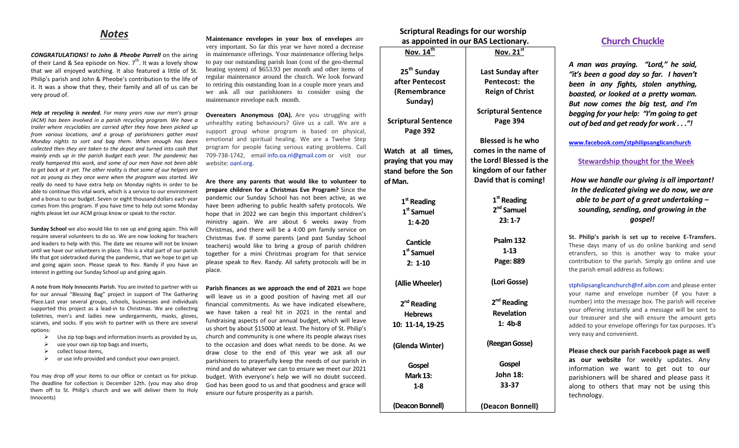## *Notes*

***CONGRATULATIONS! to John & Pheobe Parrell*** on the airing of their Land & Sea episode on Nov. 7th. It was a lovely show that we all enjoyed watching. It also featured a little of St. Philip's parish and John & Pheobe's contribution to the life of it. It was a show that they, their family and all of us can be very proud of.

***Help at recycling is needed.*** *For many years now our men's group (ACM) has been involved in a parish recycling program. We have a trailer where recyclables are carried after they have been picked up from various locations, and a group of parishioners gather most Monday nights to sort and bag them. When enough has been collected then they are taken to the depot and turned into cash that mainly ends up in the parish budget each year. The pandemic has really hampered this work, and some of our men have not been able to get back at it yet. The other reality is that some of our helpers are not as young as they once were when the program was started. We really* do need to have extra help on Monday nights in order to be able to continue this vital work, which is a service to our environment and a bonus to our budget. Seven or eight thousand dollars each year comes from this program. If you have time to help out some Monday nights please let our ACM group know or speak to the rector.

**Sunday School** we also would like to see up and going again. This will require several volunteers to do so. We are now looking for teachers and leaders to help with this. The date we resume will not be known until we have our volunteers in place. This is a vital part of our parish life that got sidetracked during the pandemic, that we hope to get up and going again soon. Please speak to Rev. Randy if you have an interest in getting our Sunday School up and going again.

**A note from Holy Innocents Parish.** You are invited to partner with us for our annual "Blessing Bag" project in support of The Gathering Place.Last year several groups, schools, businesses and individuals supported this project as a lead-in to Christmas. We are collecting toiletries, men's and ladies new undergarments, masks, gloves, scarves, and socks. If you wish to partner with us there are several options:

- Use zip top bags and information inserts as provided by us,
- use your own zip top bags and inserts,
- collect loose items,
- or use info provided and conduct your own project.

You may drop off your items to our office or contact us for pickup. The deadline for collection is December 12th. (you may also drop them off to St. Philip's church and we will deliver them to Holy Innocents)

**Maintenance envelopes in your box of envelopes** are very important. So far this year we have noted a decrease in maintenance offerings. Your maintenance offering helps to pay our outstanding parish loan (cost of the geo-thermal heating system) of $653.93 per month and other items of regular maintenance around the church. We look forward to retiring this outstanding loan in a couple more years and we ask all our parishioners to consider using the maintenance envelope each month.

**Overeaters Anonymous (OA).** Are you struggling with unhealthy eating behaviours? Give us a call. We are a support group whose program is based on physical, emotional and spiritual healing. We are a Twelve Step program for people facing serious eating problems. Call 709-738-1742, email info.oa.nl@gmail.com or visit our website: oanl.org.

**Are there any parents that would like to volunteer to prepare children for a Christmas Eve Program?** Since the pandemic our Sunday School has not been active, as we have been adhering to public health safety protocols. We hope that in 2022 we can begin this important children's ministry again. We are about 6 weeks away from Christmas, and there will be a 4:00 pm family service on Christmas Eve. If some parents (and past Sunday School teachers) would like to bring a group of parish children together for a mini Christmas program for that service please speak to Rev. Randy. All safety protocols will be in place.

**Parish finances as we approach the end of 2021** we hope will leave us in a good position of having met all our financial commitments. As we have indicated elsewhere, we have taken a real hit in 2021 in the rental and fundraising aspects of our annual budget, which will leave us short by about $15000 at least. The history of St. Philip's church and community is one where its people always rises to the occasion and does what needs to be done. As we draw close to the end of this year we ask all our parishioners to prayerfully keep the needs of our parish in mind and do whatever we can to ensure we meet our 2021 budget. With everyone's help we will no doubt succeed. God has been good to us and that goodness and grace will ensure our future prosperity as a parish.

## Scriptural Readings for our worship as appointed in our BAS Lectionary.

| Nov. 14th | Nov. 21st |
|---|---|
| 25th Sunday after Pentecost (Remembrance Sunday) | Last Sunday after Pentecost: the Reign of Christ |
| Scriptural Sentence Page 392 | Scriptural Sentence Page 394 |
| Watch at all times, praying that you may stand before the Son of Man. | Blessed is he who comes in the name of the Lord! Blessed is the kingdom of our father David that is coming! |
| 1st Reading 1st Samuel 1: 4-20 | 1st Reading 2nd Samuel 23: 1-7 |
| Canticle 1st Samuel 2: 1-10 | Psalm 132 1-13 Page: 889 |
| (Allie Wheeler) | (Lori Gosse) |
| 2nd Reading Hebrews 10: 11-14, 19-25 | 2nd Reading Revelation 1: 4b-8 |
| (Glenda Winter) | (Reegan Gosse) |
| Gospel Mark 13: 1-8 | Gospel John 18: 33-37 |
| (Deacon Bonnell) | (Deacon Bonnell) |

## Church Chuckle

***A man was praying. "Lord," he said, "it's been a good day so far. I haven't been in any fights, stolen anything, boasted, or looked at a pretty woman. But now comes the big test, and I'm begging for your help: "I'm going to get out of bed and get ready for work . . ."!***

**www.facebook.com/stphilipsanglicanchurch**

### Stewardship thought for the Week

***How we handle our giving is all important! In the dedicated giving we do now, we are able to be part of a great undertaking – sounding, sending, and growing in the gospel!***

**St. Philip's parish is set up to receive E-Transfers.** These days many of us do online banking and send etransfers, so this is another way to make your contribution to the parish. Simply go online and use the parish email address as follows:

stphilipsanglicanchurch@nf.aibn.com and please enter your name and envelope number (if you have a number) into the message box. The parish will receive your offering instantly and a message will be sent to our treasurer and she will ensure the amount gets added to your envelope offerings for tax purposes. It's very easy and convenient.

**Please check our parish Facebook page as well as our website** for weekly updates. Any information we want to get out to our parishioners will be shared and please pass it along to others that may not be using this technology.